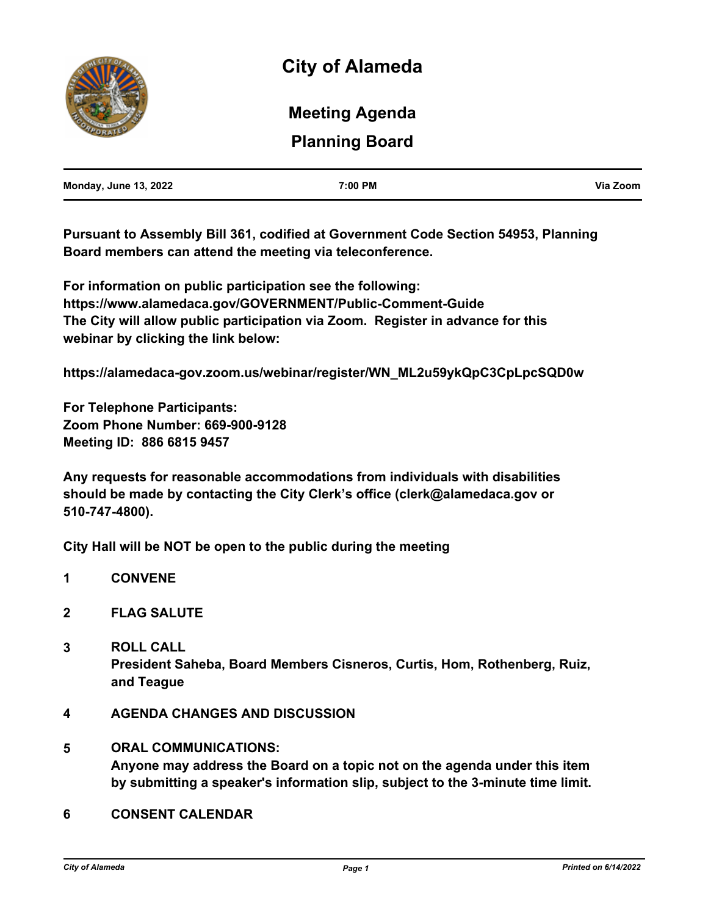# City of Alameda

## Meeting Agenda

## Planning Board

| Monday, June 13, 2022 | 7:00 PM | Via Zoom |
| --- | --- | --- |

**Pursuant to Assembly Bill 361, codified at Government Code Section 54953, Planning Board members can attend the meeting via teleconference.**

**For information on public participation see the following:**
**https://www.alamedaca.gov/GOVERNMENT/Public-Comment-Guide**
**The City will allow public participation via Zoom. Register in advance for this webinar by clicking the link below:**

**https://alamedaca-gov.zoom.us/webinar/register/WN_ML2u59ykQpC3CpLpcSQD0w**

**For Telephone Participants:**
**Zoom Phone Number: 669-900-9128**
**Meeting ID: 886 6815 9457**

**Any requests for reasonable accommodations from individuals with disabilities should be made by contacting the City Clerk's office (clerk@alamedaca.gov or 510-747-4800).**

**City Hall will be NOT be open to the public during the meeting**

**1 CONVENE**

**2 FLAG SALUTE**

**3 ROLL CALL**
**President Saheba, Board Members Cisneros, Curtis, Hom, Rothenberg, Ruiz, and Teague**

**4 AGENDA CHANGES AND DISCUSSION**

**5 ORAL COMMUNICATIONS:**
**Anyone may address the Board on a topic not on the agenda under this item by submitting a speaker's information slip, subject to the 3-minute time limit.**

**6 CONSENT CALENDAR**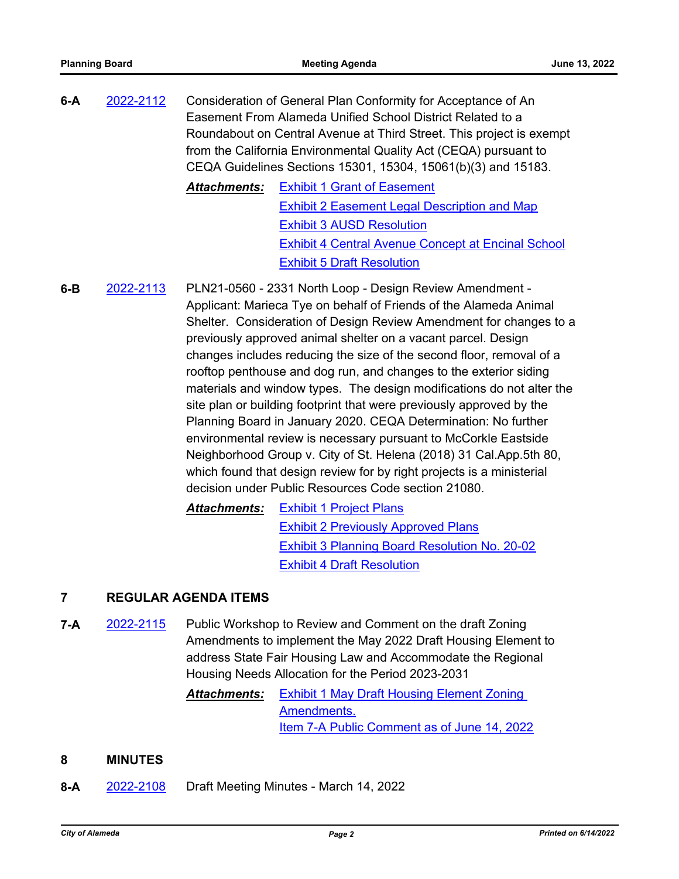**6-A** 2022-2112 Consideration of General Plan Conformity for Acceptance of An Easement From Alameda Unified School District Related to a Roundabout on Central Avenue at Third Street. This project is exempt from the California Environmental Quality Act (CEQA) pursuant to CEQA Guidelines Sections 15301, 15304, 15061(b)(3) and 15183.

***Attachments:*** Exhibit 1 Grant of Easement
Exhibit 2 Easement Legal Description and Map
Exhibit 3 AUSD Resolution
Exhibit 4 Central Avenue Concept at Encinal School
Exhibit 5 Draft Resolution

**6-B** 2022-2113 PLN21-0560 - 2331 North Loop - Design Review Amendment - Applicant: Marieca Tye on behalf of Friends of the Alameda Animal Shelter. Consideration of Design Review Amendment for changes to a previously approved animal shelter on a vacant parcel. Design changes includes reducing the size of the second floor, removal of a rooftop penthouse and dog run, and changes to the exterior siding materials and window types. The design modifications do not alter the site plan or building footprint that were previously approved by the Planning Board in January 2020. CEQA Determination: No further environmental review is necessary pursuant to McCorkle Eastside Neighborhood Group v. City of St. Helena (2018) 31 Cal.App.5th 80, which found that design review for by right projects is a ministerial decision under Public Resources Code section 21080.

***Attachments:*** Exhibit 1 Project Plans
Exhibit 2 Previously Approved Plans
Exhibit 3 Planning Board Resolution No. 20-02
Exhibit 4 Draft Resolution

## 7 REGULAR AGENDA ITEMS

**7-A** 2022-2115 Public Workshop to Review and Comment on the draft Zoning Amendments to implement the May 2022 Draft Housing Element to address State Fair Housing Law and Accommodate the Regional Housing Needs Allocation for the Period 2023-2031

***Attachments:*** Exhibit 1 May Draft Housing Element Zoning Amendments.
Item 7-A Public Comment as of June 14, 2022

## 8 MINUTES

**8-A** 2022-2108 Draft Meeting Minutes - March 14, 2022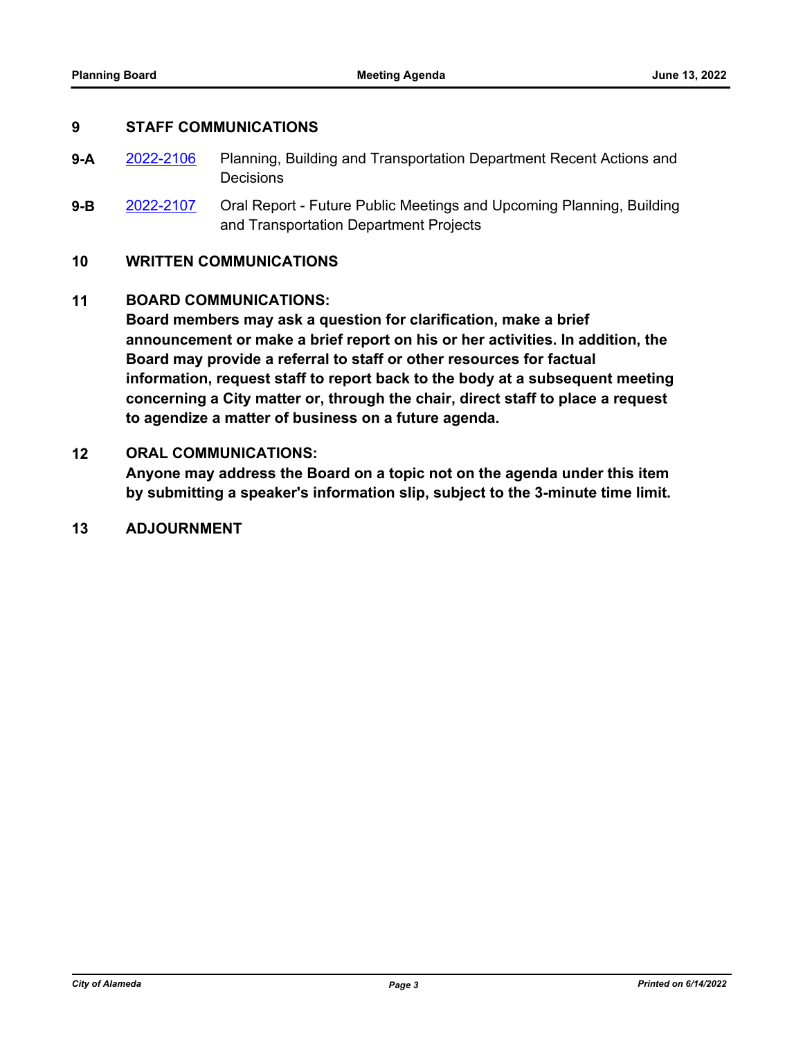## 9 STAFF COMMUNICATIONS

**9-A** 2022-2106 Planning, Building and Transportation Department Recent Actions and Decisions

**9-B** 2022-2107 Oral Report - Future Public Meetings and Upcoming Planning, Building and Transportation Department Projects

## 10 WRITTEN COMMUNICATIONS

## 11 BOARD COMMUNICATIONS:

**Board members may ask a question for clarification, make a brief announcement or make a brief report on his or her activities. In addition, the Board may provide a referral to staff or other resources for factual information, request staff to report back to the body at a subsequent meeting concerning a City matter or, through the chair, direct staff to place a request to agendize a matter of business on a future agenda.**

## 12 ORAL COMMUNICATIONS:

**Anyone may address the Board on a topic not on the agenda under this item by submitting a speaker's information slip, subject to the 3-minute time limit.**

## 13 ADJOURNMENT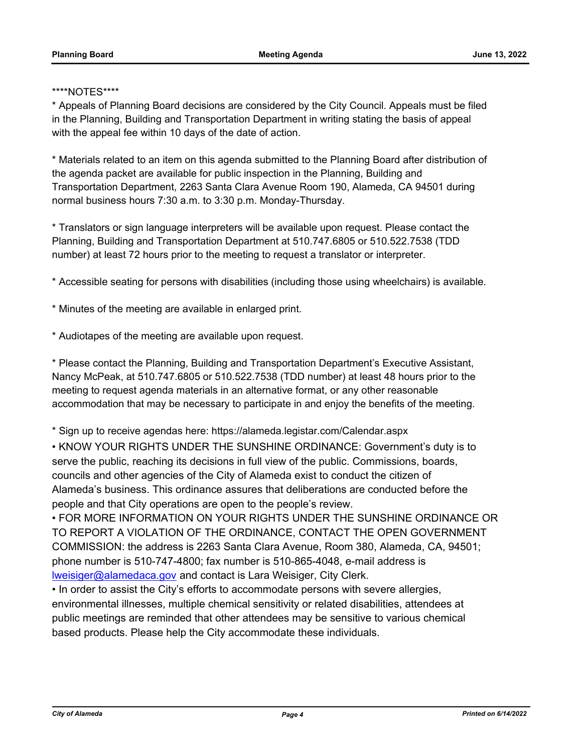****NOTES****

* Appeals of Planning Board decisions are considered by the City Council. Appeals must be filed in the Planning, Building and Transportation Department in writing stating the basis of appeal with the appeal fee within 10 days of the date of action.

* Materials related to an item on this agenda submitted to the Planning Board after distribution of the agenda packet are available for public inspection in the Planning, Building and Transportation Department, 2263 Santa Clara Avenue Room 190, Alameda, CA 94501 during normal business hours 7:30 a.m. to 3:30 p.m. Monday-Thursday.

* Translators or sign language interpreters will be available upon request. Please contact the Planning, Building and Transportation Department at 510.747.6805 or 510.522.7538 (TDD number) at least 72 hours prior to the meeting to request a translator or interpreter.

* Accessible seating for persons with disabilities (including those using wheelchairs) is available.

* Minutes of the meeting are available in enlarged print.

* Audiotapes of the meeting are available upon request.

* Please contact the Planning, Building and Transportation Department's Executive Assistant, Nancy McPeak, at 510.747.6805 or 510.522.7538 (TDD number) at least 48 hours prior to the meeting to request agenda materials in an alternative format, or any other reasonable accommodation that may be necessary to participate in and enjoy the benefits of the meeting.

* Sign up to receive agendas here: https://alameda.legistar.com/Calendar.aspx

• KNOW YOUR RIGHTS UNDER THE SUNSHINE ORDINANCE: Government's duty is to serve the public, reaching its decisions in full view of the public. Commissions, boards, councils and other agencies of the City of Alameda exist to conduct the citizen of Alameda's business. This ordinance assures that deliberations are conducted before the people and that City operations are open to the people's review.

• FOR MORE INFORMATION ON YOUR RIGHTS UNDER THE SUNSHINE ORDINANCE OR TO REPORT A VIOLATION OF THE ORDINANCE, CONTACT THE OPEN GOVERNMENT COMMISSION: the address is 2263 Santa Clara Avenue, Room 380, Alameda, CA, 94501; phone number is 510-747-4800; fax number is 510-865-4048, e-mail address is lweisiger@alamedaca.gov and contact is Lara Weisiger, City Clerk.

• In order to assist the City's efforts to accommodate persons with severe allergies, environmental illnesses, multiple chemical sensitivity or related disabilities, attendees at public meetings are reminded that other attendees may be sensitive to various chemical based products. Please help the City accommodate these individuals.